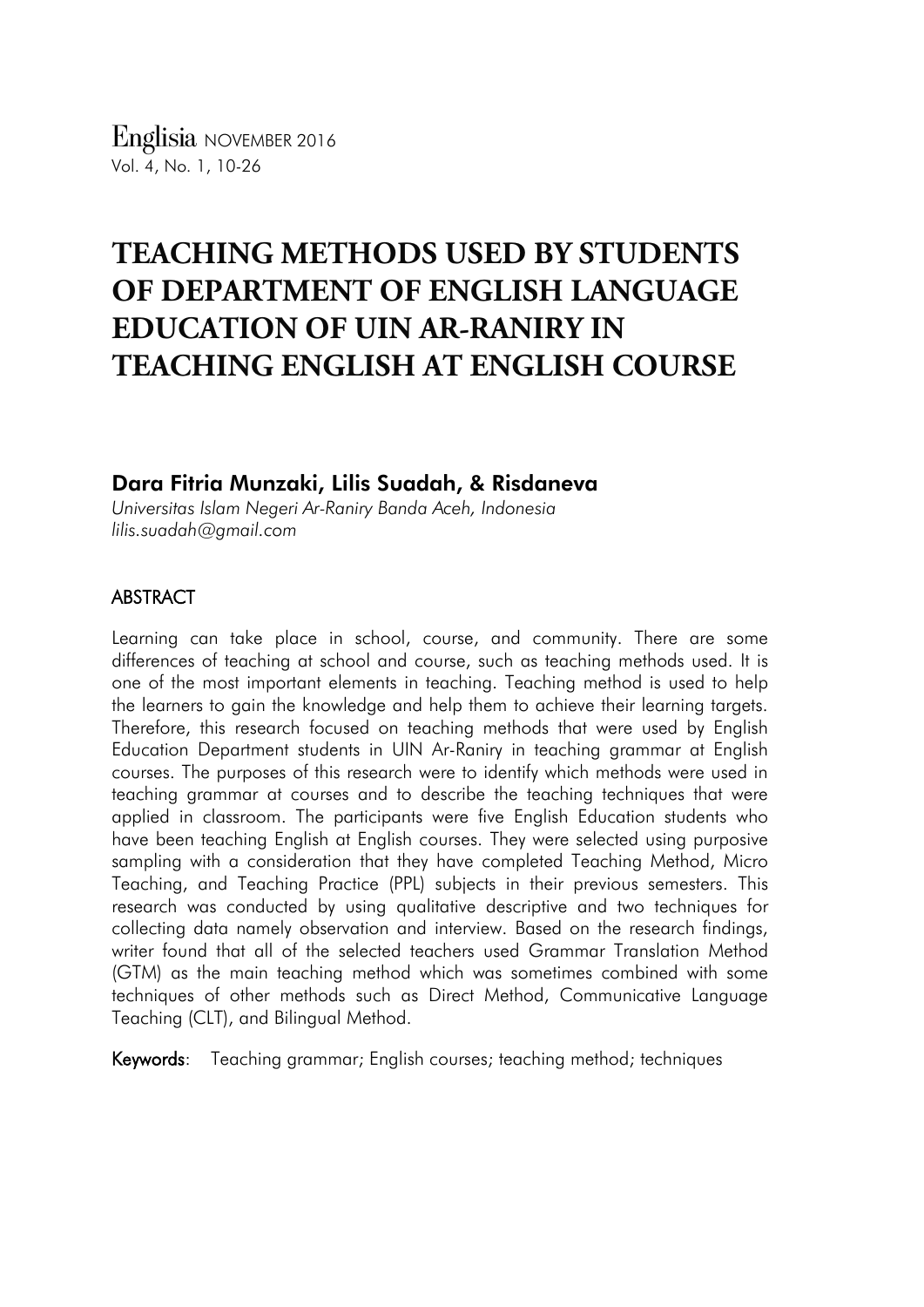# TEACHING METHODS USED BY STUDENTS OF DEPARTMENT OF ENGLISH LANGUAGE EDUCATION OF UIN AR-RANIRY IN TEACHING ENGLISH AT ENGLISH COURSE

**Dara Fitria Munzaki, Lilis Suadah, & Risdaneva**

*Universitas Islam Negeri Ar-Raniry Banda Aceh, Indonesia*
*lilis.suadah@gmail.com*

## ABSTRACT

Learning can take place in school, course, and community. There are some differences of teaching at school and course, such as teaching methods used. It is one of the most important elements in teaching. Teaching method is used to help the learners to gain the knowledge and help them to achieve their learning targets. Therefore, this research focused on teaching methods that were used by English Education Department students in UIN Ar-Raniry in teaching grammar at English courses. The purposes of this research were to identify which methods were used in teaching grammar at courses and to describe the teaching techniques that were applied in classroom. The participants were five English Education students who have been teaching English at English courses. They were selected using purposive sampling with a consideration that they have completed Teaching Method, Micro Teaching, and Teaching Practice (PPL) subjects in their previous semesters. This research was conducted by using qualitative descriptive and two techniques for collecting data namely observation and interview. Based on the research findings, writer found that all of the selected teachers used Grammar Translation Method (GTM) as the main teaching method which was sometimes combined with some techniques of other methods such as Direct Method, Communicative Language Teaching (CLT), and Bilingual Method.

**Keywords**: Teaching grammar; English courses; teaching method; techniques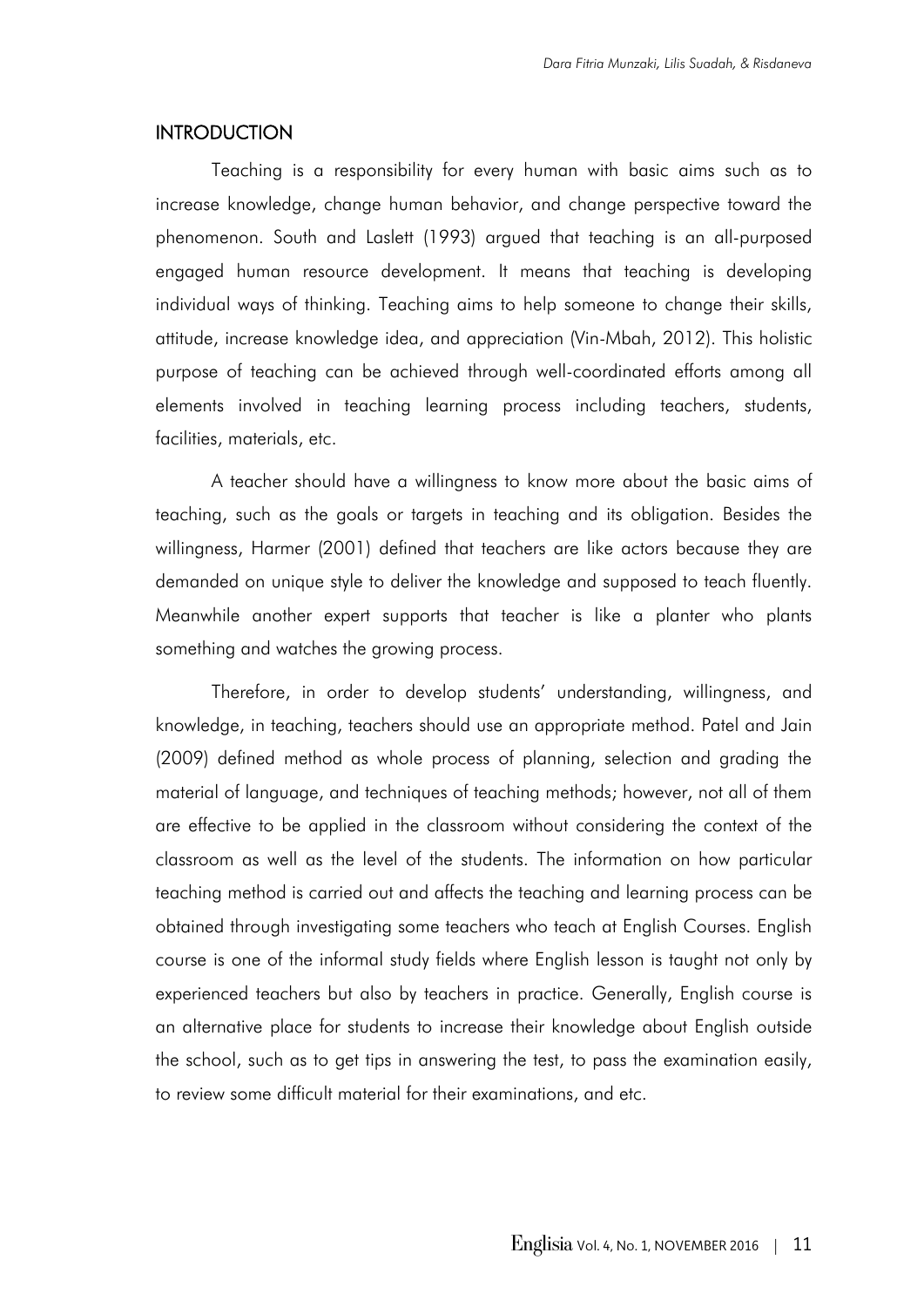## INTRODUCTION

Teaching is a responsibility for every human with basic aims such as to increase knowledge, change human behavior, and change perspective toward the phenomenon. South and Laslett (1993) argued that teaching is an all-purposed engaged human resource development. It means that teaching is developing individual ways of thinking. Teaching aims to help someone to change their skills, attitude, increase knowledge idea, and appreciation (Vin-Mbah, 2012). This holistic purpose of teaching can be achieved through well-coordinated efforts among all elements involved in teaching learning process including teachers, students, facilities, materials, etc.

A teacher should have a willingness to know more about the basic aims of teaching, such as the goals or targets in teaching and its obligation. Besides the willingness, Harmer (2001) defined that teachers are like actors because they are demanded on unique style to deliver the knowledge and supposed to teach fluently. Meanwhile another expert supports that teacher is like a planter who plants something and watches the growing process.

Therefore, in order to develop students' understanding, willingness, and knowledge, in teaching, teachers should use an appropriate method. Patel and Jain (2009) defined method as whole process of planning, selection and grading the material of language, and techniques of teaching methods; however, not all of them are effective to be applied in the classroom without considering the context of the classroom as well as the level of the students. The information on how particular teaching method is carried out and affects the teaching and learning process can be obtained through investigating some teachers who teach at English Courses. English course is one of the informal study fields where English lesson is taught not only by experienced teachers but also by teachers in practice. Generally, English course is an alternative place for students to increase their knowledge about English outside the school, such as to get tips in answering the test, to pass the examination easily, to review some difficult material for their examinations, and etc.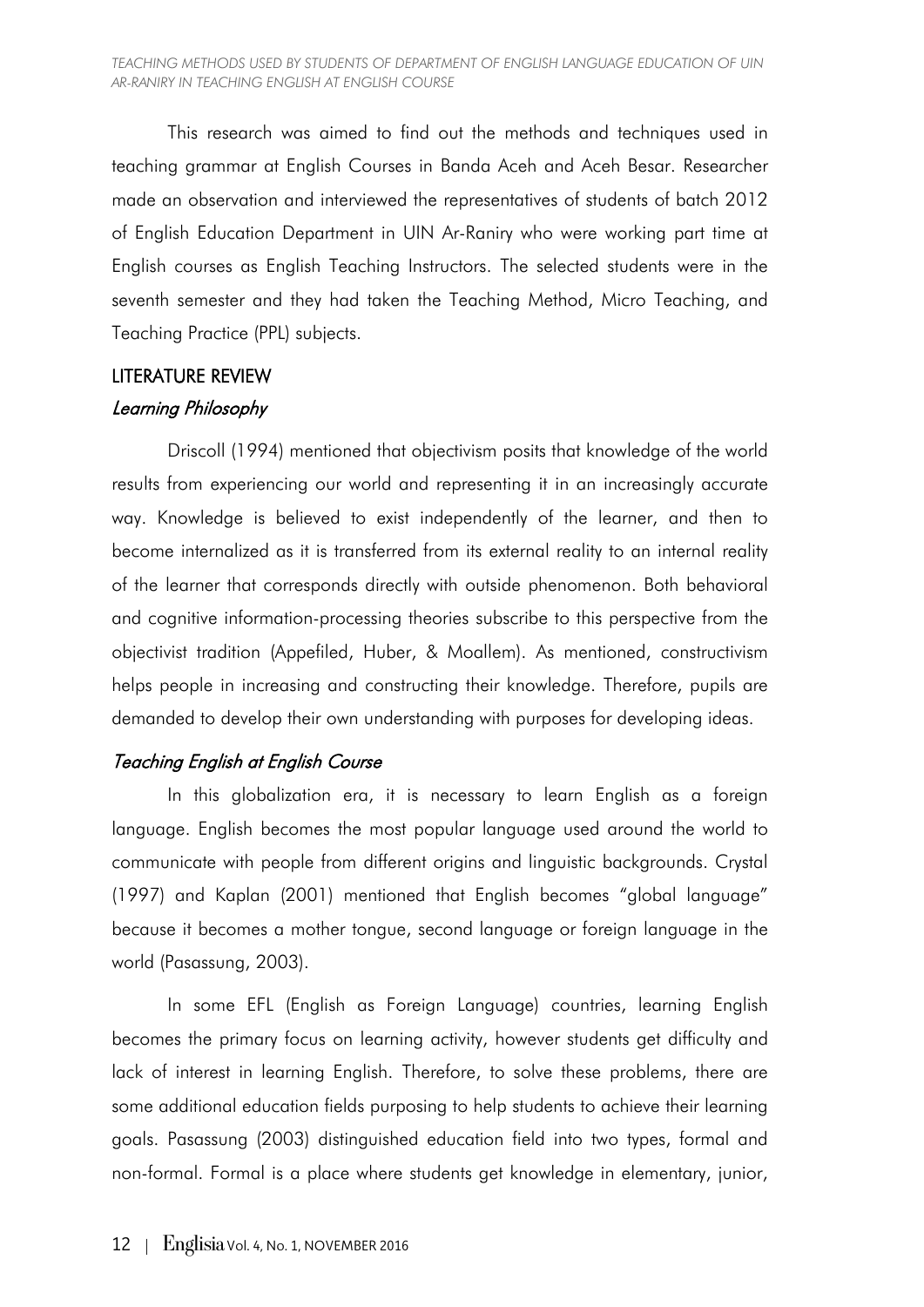This research was aimed to find out the methods and techniques used in teaching grammar at English Courses in Banda Aceh and Aceh Besar. Researcher made an observation and interviewed the representatives of students of batch 2012 of English Education Department in UIN Ar-Raniry who were working part time at English courses as English Teaching Instructors. The selected students were in the seventh semester and they had taken the Teaching Method, Micro Teaching, and Teaching Practice (PPL) subjects.

## LITERATURE REVIEW

### *Learning Philosophy*

Driscoll (1994) mentioned that objectivism posits that knowledge of the world results from experiencing our world and representing it in an increasingly accurate way. Knowledge is believed to exist independently of the learner, and then to become internalized as it is transferred from its external reality to an internal reality of the learner that corresponds directly with outside phenomenon. Both behavioral and cognitive information-processing theories subscribe to this perspective from the objectivist tradition (Appefiled, Huber, & Moallem). As mentioned, constructivism helps people in increasing and constructing their knowledge. Therefore, pupils are demanded to develop their own understanding with purposes for developing ideas.

### *Teaching English at English Course*

In this globalization era, it is necessary to learn English as a foreign language. English becomes the most popular language used around the world to communicate with people from different origins and linguistic backgrounds. Crystal (1997) and Kaplan (2001) mentioned that English becomes "global language" because it becomes a mother tongue, second language or foreign language in the world (Pasassung, 2003).

In some EFL (English as Foreign Language) countries, learning English becomes the primary focus on learning activity, however students get difficulty and lack of interest in learning English. Therefore, to solve these problems, there are some additional education fields purposing to help students to achieve their learning goals. Pasassung (2003) distinguished education field into two types, formal and non-formal. Formal is a place where students get knowledge in elementary, junior,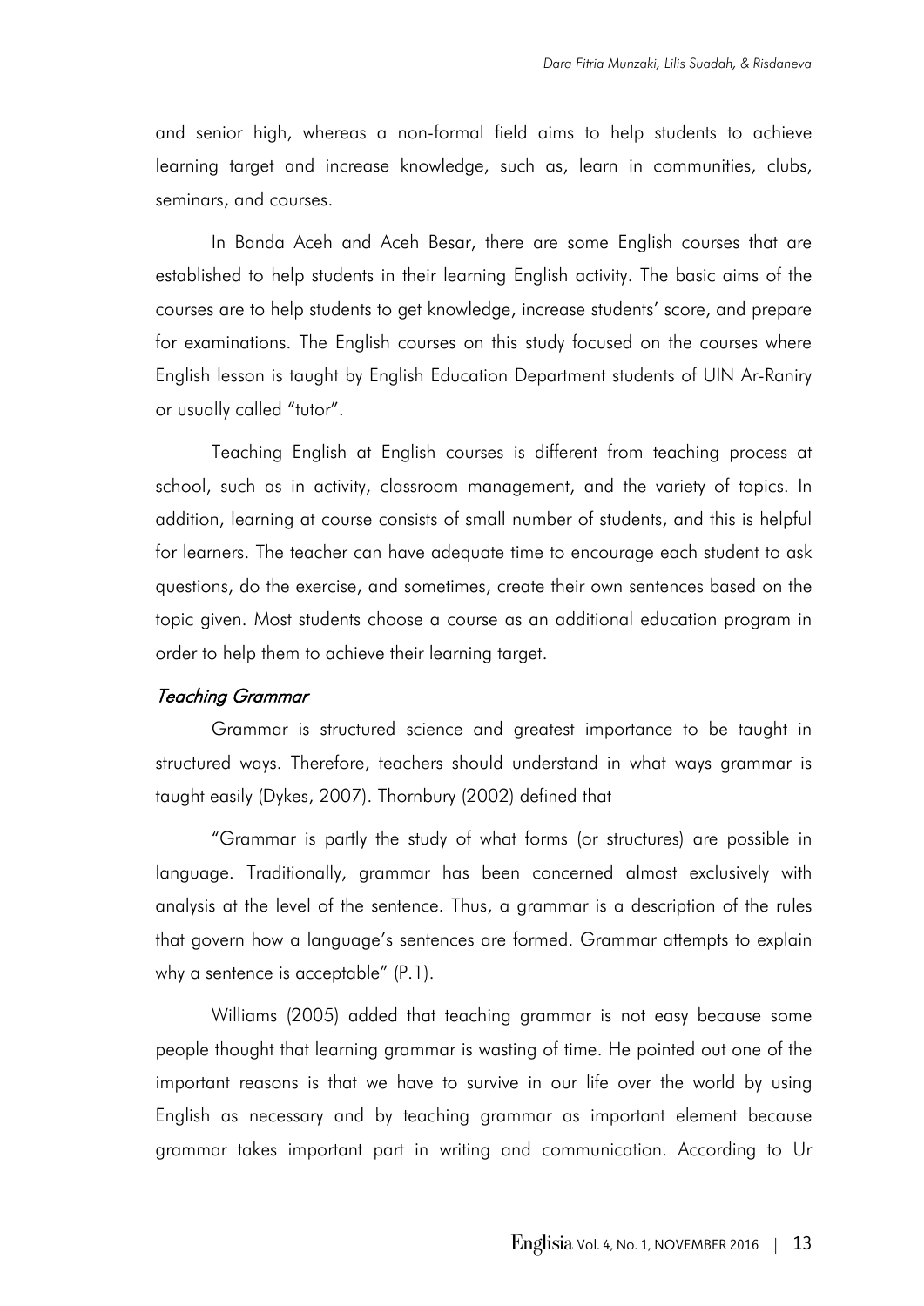and senior high, whereas a non-formal field aims to help students to achieve learning target and increase knowledge, such as, learn in communities, clubs, seminars, and courses.

In Banda Aceh and Aceh Besar, there are some English courses that are established to help students in their learning English activity. The basic aims of the courses are to help students to get knowledge, increase students' score, and prepare for examinations. The English courses on this study focused on the courses where English lesson is taught by English Education Department students of UIN Ar-Raniry or usually called "tutor".

Teaching English at English courses is different from teaching process at school, such as in activity, classroom management, and the variety of topics. In addition, learning at course consists of small number of students, and this is helpful for learners. The teacher can have adequate time to encourage each student to ask questions, do the exercise, and sometimes, create their own sentences based on the topic given. Most students choose a course as an additional education program in order to help them to achieve their learning target.

### *Teaching Grammar*

Grammar is structured science and greatest importance to be taught in structured ways. Therefore, teachers should understand in what ways grammar is taught easily (Dykes, 2007). Thornbury (2002) defined that

"Grammar is partly the study of what forms (or structures) are possible in language. Traditionally, grammar has been concerned almost exclusively with analysis at the level of the sentence. Thus, a grammar is a description of the rules that govern how a language's sentences are formed. Grammar attempts to explain why a sentence is acceptable" (P.1).

Williams (2005) added that teaching grammar is not easy because some people thought that learning grammar is wasting of time. He pointed out one of the important reasons is that we have to survive in our life over the world by using English as necessary and by teaching grammar as important element because grammar takes important part in writing and communication. According to Ur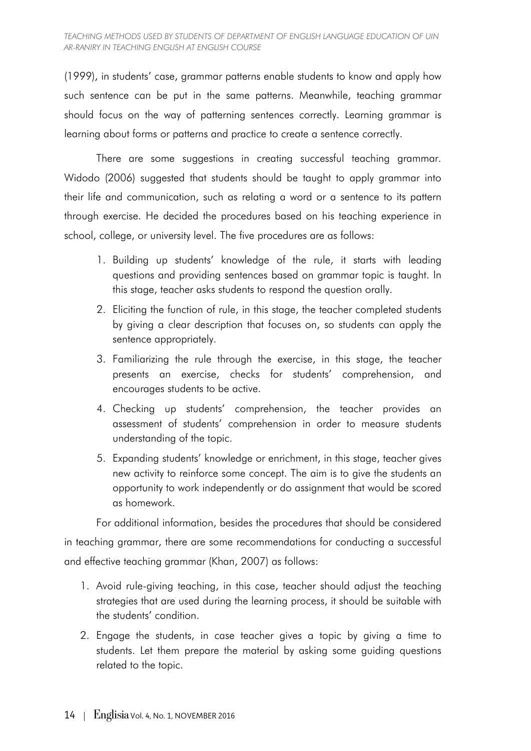(1999), in students' case, grammar patterns enable students to know and apply how such sentence can be put in the same patterns. Meanwhile, teaching grammar should focus on the way of patterning sentences correctly. Learning grammar is learning about forms or patterns and practice to create a sentence correctly.

There are some suggestions in creating successful teaching grammar. Widodo (2006) suggested that students should be taught to apply grammar into their life and communication, such as relating a word or a sentence to its pattern through exercise. He decided the procedures based on his teaching experience in school, college, or university level. The five procedures are as follows:

1. Building up students' knowledge of the rule, it starts with leading questions and providing sentences based on grammar topic is taught. In this stage, teacher asks students to respond the question orally.
2. Eliciting the function of rule, in this stage, the teacher completed students by giving a clear description that focuses on, so students can apply the sentence appropriately.
3. Familiarizing the rule through the exercise, in this stage, the teacher presents an exercise, checks for students' comprehension, and encourages students to be active.
4. Checking up students' comprehension, the teacher provides an assessment of students' comprehension in order to measure students understanding of the topic.
5. Expanding students' knowledge or enrichment, in this stage, teacher gives new activity to reinforce some concept. The aim is to give the students an opportunity to work independently or do assignment that would be scored as homework.

For additional information, besides the procedures that should be considered in teaching grammar, there are some recommendations for conducting a successful and effective teaching grammar (Khan, 2007) as follows:

1. Avoid rule-giving teaching, in this case, teacher should adjust the teaching strategies that are used during the learning process, it should be suitable with the students' condition.
2. Engage the students, in case teacher gives a topic by giving a time to students. Let them prepare the material by asking some guiding questions related to the topic.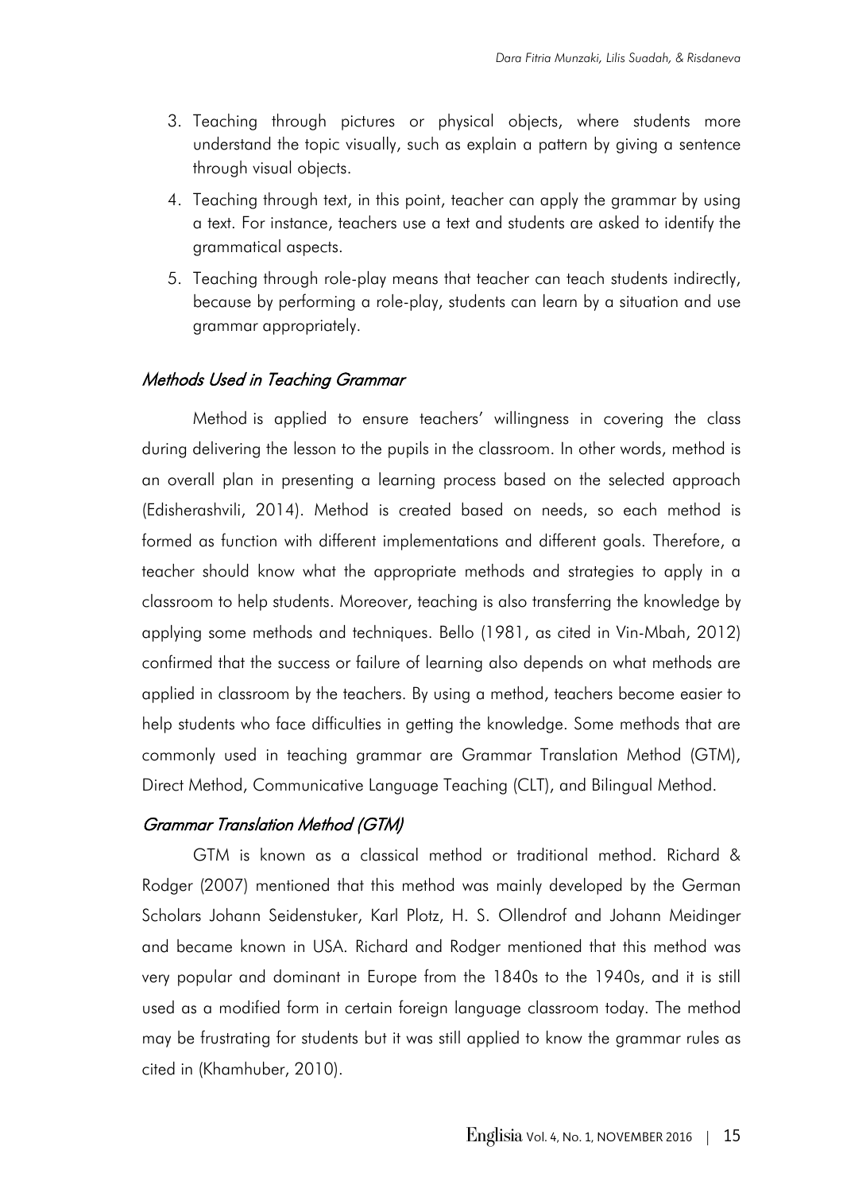3. Teaching through pictures or physical objects, where students more understand the topic visually, such as explain a pattern by giving a sentence through visual objects.
4. Teaching through text, in this point, teacher can apply the grammar by using a text. For instance, teachers use a text and students are asked to identify the grammatical aspects.
5. Teaching through role-play means that teacher can teach students indirectly, because by performing a role-play, students can learn by a situation and use grammar appropriately.

### *Methods Used in Teaching Grammar*

Method is applied to ensure teachers' willingness in covering the class during delivering the lesson to the pupils in the classroom. In other words, method is an overall plan in presenting a learning process based on the selected approach (Edisherashvili, 2014). Method is created based on needs, so each method is formed as function with different implementations and different goals. Therefore, a teacher should know what the appropriate methods and strategies to apply in a classroom to help students. Moreover, teaching is also transferring the knowledge by applying some methods and techniques. Bello (1981, as cited in Vin-Mbah, 2012) confirmed that the success or failure of learning also depends on what methods are applied in classroom by the teachers. By using a method, teachers become easier to help students who face difficulties in getting the knowledge. Some methods that are commonly used in teaching grammar are Grammar Translation Method (GTM), Direct Method, Communicative Language Teaching (CLT), and Bilingual Method.

### *Grammar Translation Method (GTM)*

GTM is known as a classical method or traditional method. Richard & Rodger (2007) mentioned that this method was mainly developed by the German Scholars Johann Seidenstuker, Karl Plotz, H. S. Ollendrof and Johann Meidinger and became known in USA. Richard and Rodger mentioned that this method was very popular and dominant in Europe from the 1840s to the 1940s, and it is still used as a modified form in certain foreign language classroom today. The method may be frustrating for students but it was still applied to know the grammar rules as cited in (Khamhuber, 2010).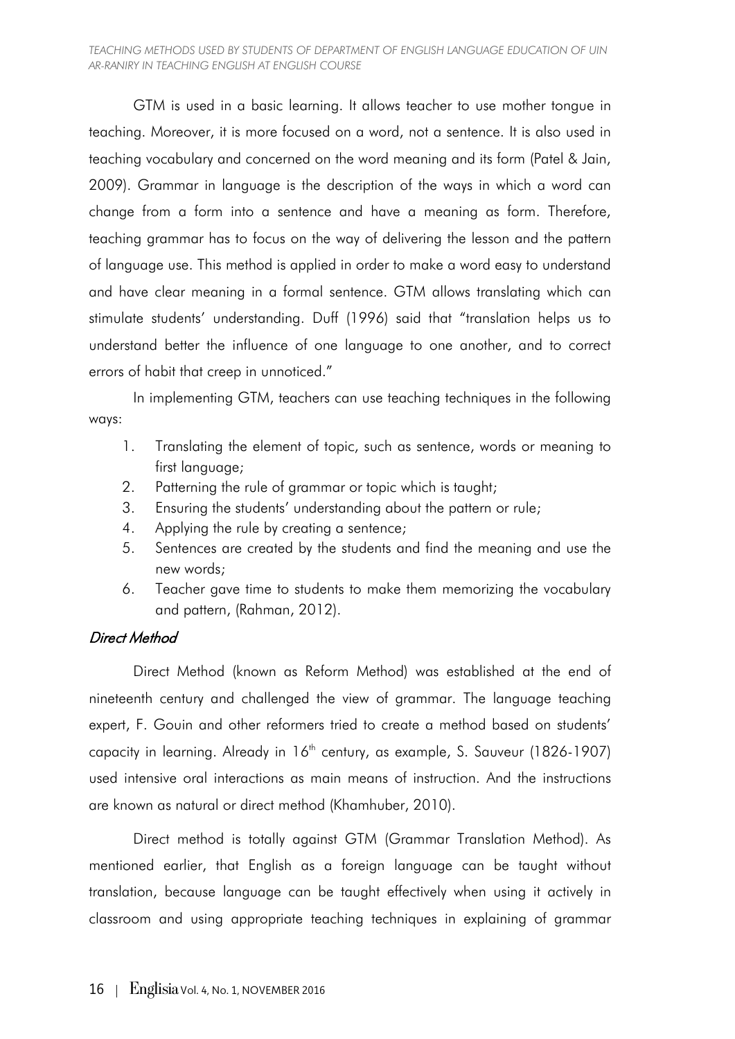GTM is used in a basic learning. It allows teacher to use mother tongue in teaching. Moreover, it is more focused on a word, not a sentence. It is also used in teaching vocabulary and concerned on the word meaning and its form (Patel & Jain, 2009). Grammar in language is the description of the ways in which a word can change from a form into a sentence and have a meaning as form. Therefore, teaching grammar has to focus on the way of delivering the lesson and the pattern of language use. This method is applied in order to make a word easy to understand and have clear meaning in a formal sentence. GTM allows translating which can stimulate students' understanding. Duff (1996) said that "translation helps us to understand better the influence of one language to one another, and to correct errors of habit that creep in unnoticed."

In implementing GTM, teachers can use teaching techniques in the following ways:

1. Translating the element of topic, such as sentence, words or meaning to first language;
2. Patterning the rule of grammar or topic which is taught;
3. Ensuring the students' understanding about the pattern or rule;
4. Applying the rule by creating a sentence;
5. Sentences are created by the students and find the meaning and use the new words;
6. Teacher gave time to students to make them memorizing the vocabulary and pattern, (Rahman, 2012).

### *Direct Method*

Direct Method (known as Reform Method) was established at the end of nineteenth century and challenged the view of grammar. The language teaching expert, F. Gouin and other reformers tried to create a method based on students' capacity in learning. Already in 16th century, as example, S. Sauveur (1826-1907) used intensive oral interactions as main means of instruction. And the instructions are known as natural or direct method (Khamhuber, 2010).

Direct method is totally against GTM (Grammar Translation Method). As mentioned earlier, that English as a foreign language can be taught without translation, because language can be taught effectively when using it actively in classroom and using appropriate teaching techniques in explaining of grammar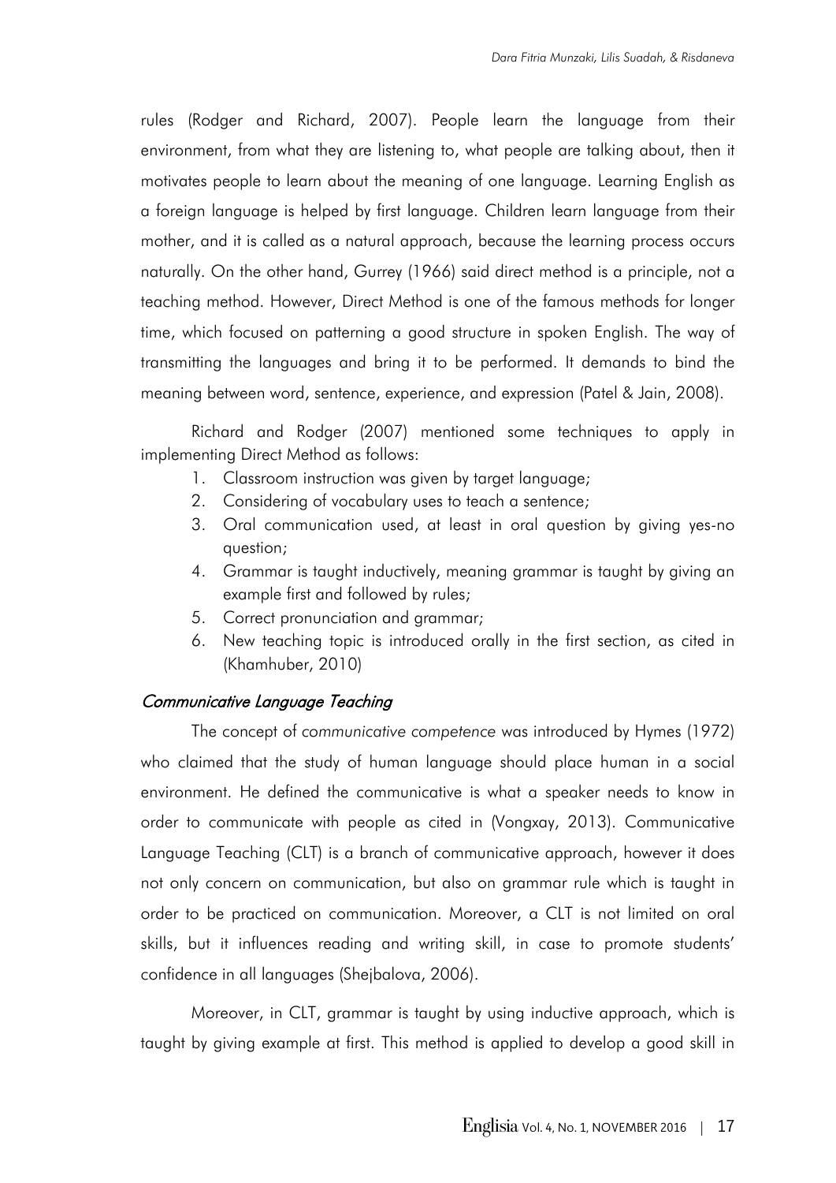rules (Rodger and Richard, 2007). People learn the language from their environment, from what they are listening to, what people are talking about, then it motivates people to learn about the meaning of one language. Learning English as a foreign language is helped by first language. Children learn language from their mother, and it is called as a natural approach, because the learning process occurs naturally. On the other hand, Gurrey (1966) said direct method is a principle, not a teaching method. However, Direct Method is one of the famous methods for longer time, which focused on patterning a good structure in spoken English. The way of transmitting the languages and bring it to be performed. It demands to bind the meaning between word, sentence, experience, and expression (Patel & Jain, 2008).

Richard and Rodger (2007) mentioned some techniques to apply in implementing Direct Method as follows:

1. Classroom instruction was given by target language;
2. Considering of vocabulary uses to teach a sentence;
3. Oral communication used, at least in oral question by giving yes-no question;
4. Grammar is taught inductively, meaning grammar is taught by giving an example first and followed by rules;
5. Correct pronunciation and grammar;
6. New teaching topic is introduced orally in the first section, as cited in (Khamhuber, 2010)

### *Communicative Language Teaching*

The concept of *communicative competence* was introduced by Hymes (1972) who claimed that the study of human language should place human in a social environment. He defined the communicative is what a speaker needs to know in order to communicate with people as cited in (Vongxay, 2013). Communicative Language Teaching (CLT) is a branch of communicative approach, however it does not only concern on communication, but also on grammar rule which is taught in order to be practiced on communication. Moreover, a CLT is not limited on oral skills, but it influences reading and writing skill, in case to promote students' confidence in all languages (Shejbalova, 2006).

Moreover, in CLT, grammar is taught by using inductive approach, which is taught by giving example at first. This method is applied to develop a good skill in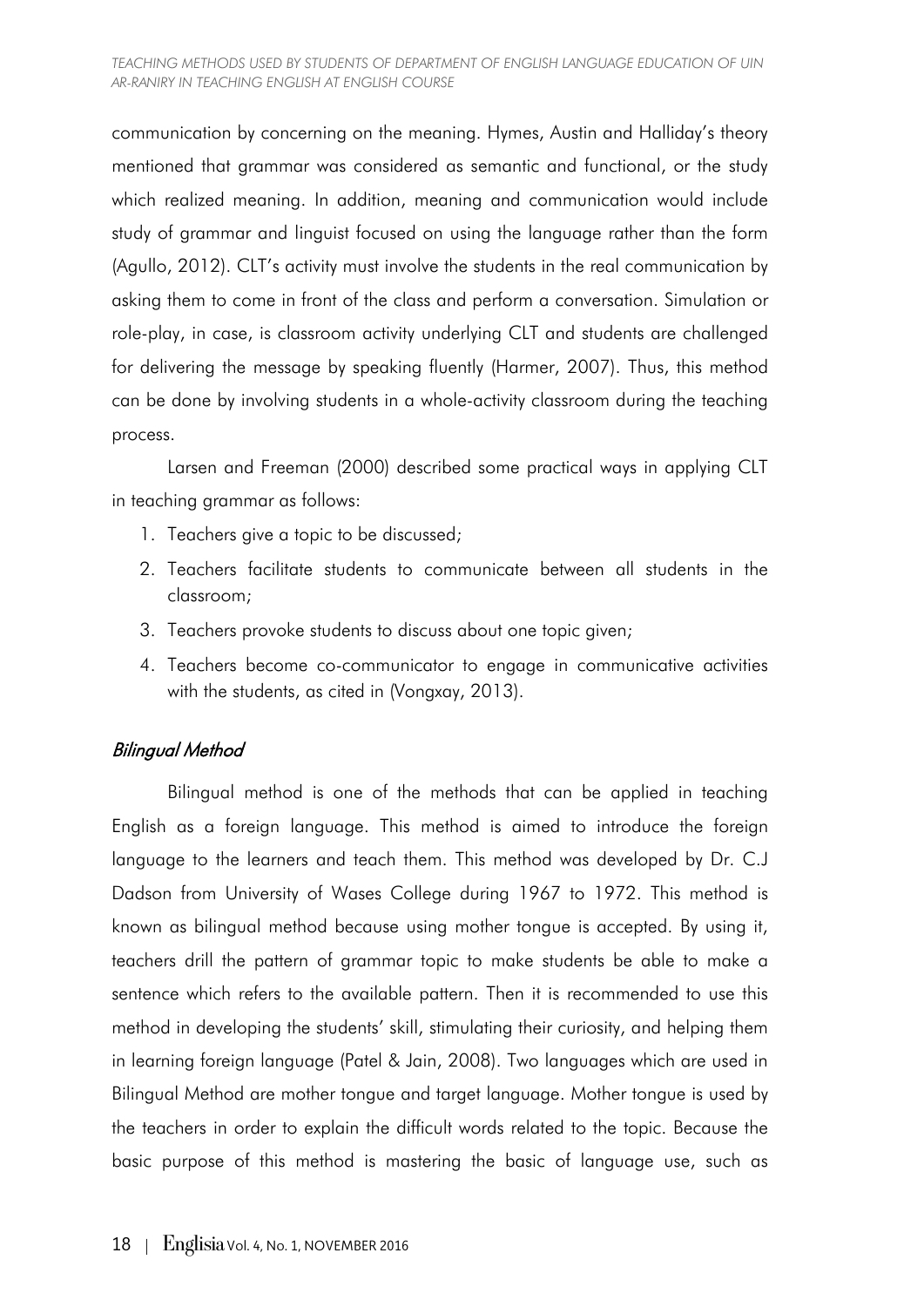communication by concerning on the meaning. Hymes, Austin and Halliday's theory mentioned that grammar was considered as semantic and functional, or the study which realized meaning. In addition, meaning and communication would include study of grammar and linguist focused on using the language rather than the form (Agullo, 2012). CLT's activity must involve the students in the real communication by asking them to come in front of the class and perform a conversation. Simulation or role-play, in case, is classroom activity underlying CLT and students are challenged for delivering the message by speaking fluently (Harmer, 2007). Thus, this method can be done by involving students in a whole-activity classroom during the teaching process.

Larsen and Freeman (2000) described some practical ways in applying CLT in teaching grammar as follows:

1. Teachers give a topic to be discussed;
2. Teachers facilitate students to communicate between all students in the classroom;
3. Teachers provoke students to discuss about one topic given;
4. Teachers become co-communicator to engage in communicative activities with the students, as cited in (Vongxay, 2013).

### *Bilingual Method*

Bilingual method is one of the methods that can be applied in teaching English as a foreign language. This method is aimed to introduce the foreign language to the learners and teach them. This method was developed by Dr. C.J Dadson from University of Wases College during 1967 to 1972. This method is known as bilingual method because using mother tongue is accepted. By using it, teachers drill the pattern of grammar topic to make students be able to make a sentence which refers to the available pattern. Then it is recommended to use this method in developing the students' skill, stimulating their curiosity, and helping them in learning foreign language (Patel & Jain, 2008). Two languages which are used in Bilingual Method are mother tongue and target language. Mother tongue is used by the teachers in order to explain the difficult words related to the topic. Because the basic purpose of this method is mastering the basic of language use, such as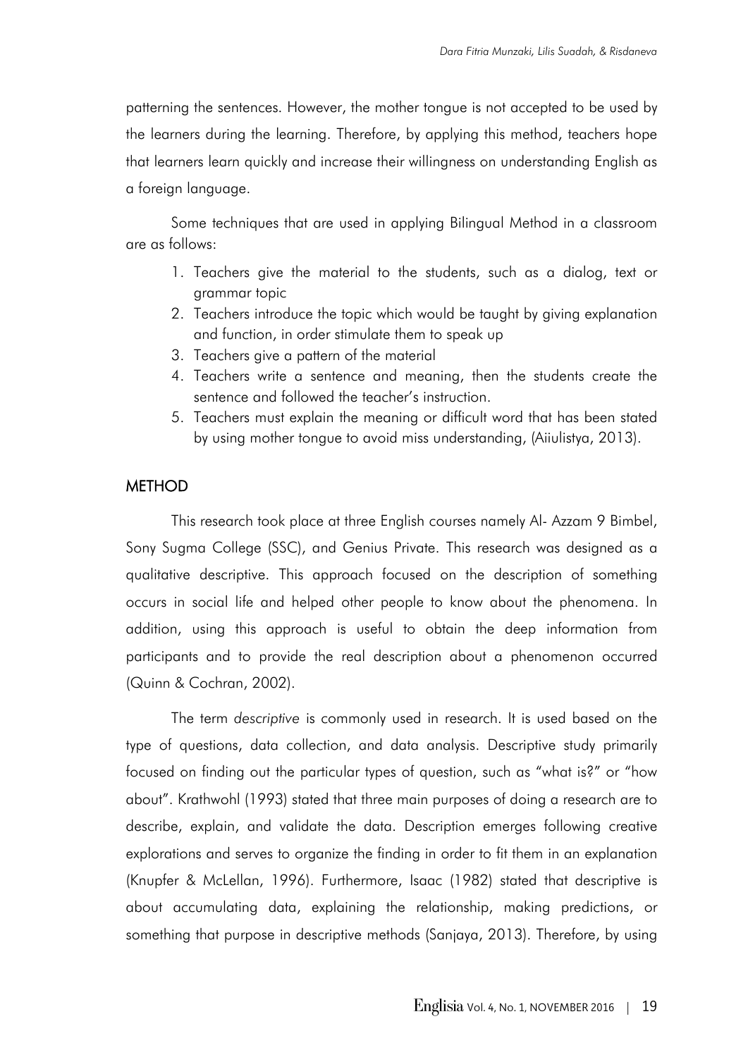patterning the sentences. However, the mother tongue is not accepted to be used by the learners during the learning. Therefore, by applying this method, teachers hope that learners learn quickly and increase their willingness on understanding English as a foreign language.

Some techniques that are used in applying Bilingual Method in a classroom are as follows:

1. Teachers give the material to the students, such as a dialog, text or grammar topic
2. Teachers introduce the topic which would be taught by giving explanation and function, in order stimulate them to speak up
3. Teachers give a pattern of the material
4. Teachers write a sentence and meaning, then the students create the sentence and followed the teacher's instruction.
5. Teachers must explain the meaning or difficult word that has been stated by using mother tongue to avoid miss understanding, (Aiiulistya, 2013).

## METHOD

This research took place at three English courses namely Al- Azzam 9 Bimbel, Sony Sugma College (SSC), and Genius Private. This research was designed as a qualitative descriptive. This approach focused on the description of something occurs in social life and helped other people to know about the phenomena. In addition, using this approach is useful to obtain the deep information from participants and to provide the real description about a phenomenon occurred (Quinn & Cochran, 2002).

The term *descriptive* is commonly used in research. It is used based on the type of questions, data collection, and data analysis. Descriptive study primarily focused on finding out the particular types of question, such as "what is?" or "how about". Krathwohl (1993) stated that three main purposes of doing a research are to describe, explain, and validate the data. Description emerges following creative explorations and serves to organize the finding in order to fit them in an explanation (Knupfer & McLellan, 1996). Furthermore, Isaac (1982) stated that descriptive is about accumulating data, explaining the relationship, making predictions, or something that purpose in descriptive methods (Sanjaya, 2013). Therefore, by using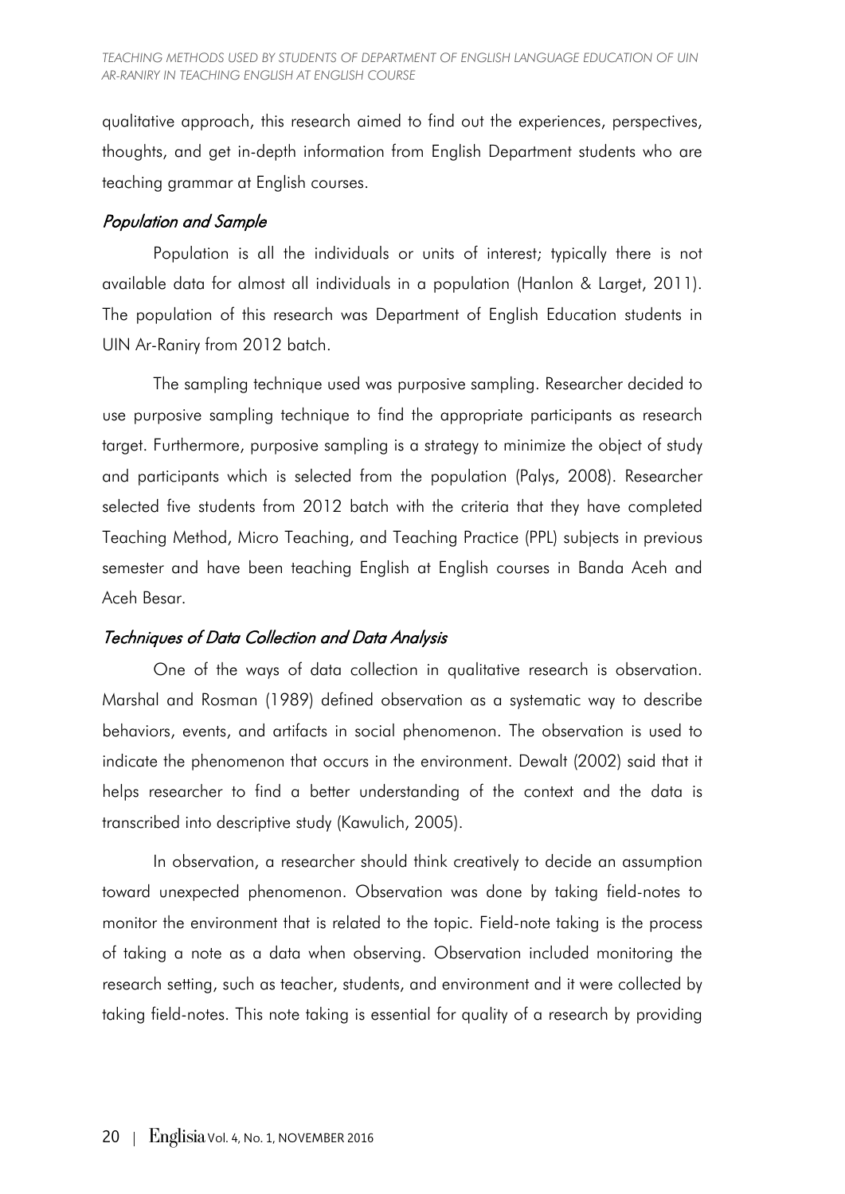qualitative approach, this research aimed to find out the experiences, perspectives, thoughts, and get in-depth information from English Department students who are teaching grammar at English courses.

### *Population and Sample*

Population is all the individuals or units of interest; typically there is not available data for almost all individuals in a population (Hanlon & Larget, 2011). The population of this research was Department of English Education students in UIN Ar-Raniry from 2012 batch.

The sampling technique used was purposive sampling. Researcher decided to use purposive sampling technique to find the appropriate participants as research target. Furthermore, purposive sampling is a strategy to minimize the object of study and participants which is selected from the population (Palys, 2008). Researcher selected five students from 2012 batch with the criteria that they have completed Teaching Method, Micro Teaching, and Teaching Practice (PPL) subjects in previous semester and have been teaching English at English courses in Banda Aceh and Aceh Besar.

### *Techniques of Data Collection and Data Analysis*

One of the ways of data collection in qualitative research is observation. Marshal and Rosman (1989) defined observation as a systematic way to describe behaviors, events, and artifacts in social phenomenon. The observation is used to indicate the phenomenon that occurs in the environment. Dewalt (2002) said that it helps researcher to find a better understanding of the context and the data is transcribed into descriptive study (Kawulich, 2005).

In observation, a researcher should think creatively to decide an assumption toward unexpected phenomenon. Observation was done by taking field-notes to monitor the environment that is related to the topic. Field-note taking is the process of taking a note as a data when observing. Observation included monitoring the research setting, such as teacher, students, and environment and it were collected by taking field-notes. This note taking is essential for quality of a research by providing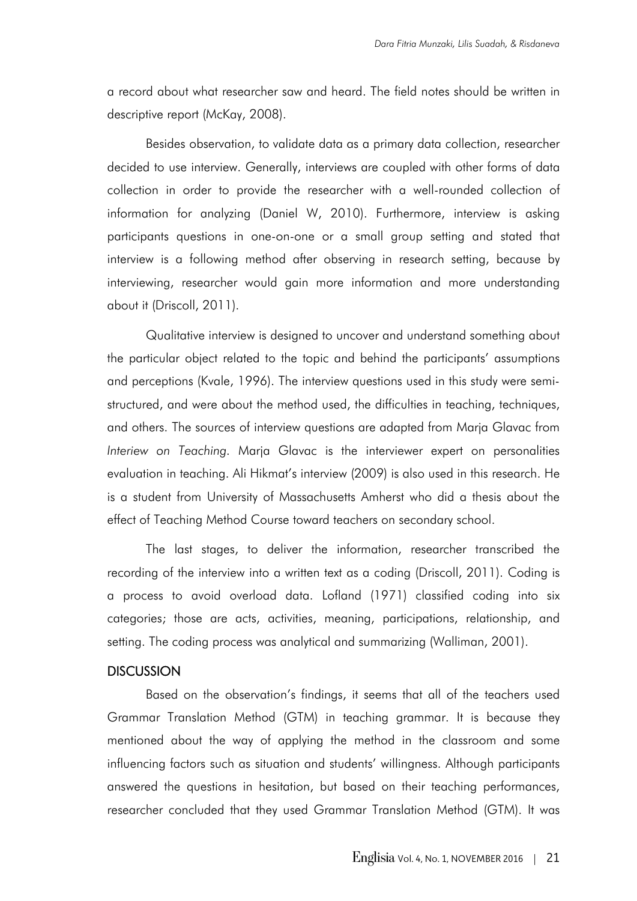a record about what researcher saw and heard. The field notes should be written in descriptive report (McKay, 2008).

Besides observation, to validate data as a primary data collection, researcher decided to use interview. Generally, interviews are coupled with other forms of data collection in order to provide the researcher with a well-rounded collection of information for analyzing (Daniel W, 2010). Furthermore, interview is asking participants questions in one-on-one or a small group setting and stated that interview is a following method after observing in research setting, because by interviewing, researcher would gain more information and more understanding about it (Driscoll, 2011).

Qualitative interview is designed to uncover and understand something about the particular object related to the topic and behind the participants' assumptions and perceptions (Kvale, 1996). The interview questions used in this study were semi-structured, and were about the method used, the difficulties in teaching, techniques, and others. The sources of interview questions are adapted from Marja Glavac from *Interiew on Teaching*. Marja Glavac is the interviewer expert on personalities evaluation in teaching. Ali Hikmat's interview (2009) is also used in this research. He is a student from University of Massachusetts Amherst who did a thesis about the effect of Teaching Method Course toward teachers on secondary school.

The last stages, to deliver the information, researcher transcribed the recording of the interview into a written text as a coding (Driscoll, 2011). Coding is a process to avoid overload data. Lofland (1971) classified coding into six categories; those are acts, activities, meaning, participations, relationship, and setting. The coding process was analytical and summarizing (Walliman, 2001).

## DISCUSSION

Based on the observation's findings, it seems that all of the teachers used Grammar Translation Method (GTM) in teaching grammar. It is because they mentioned about the way of applying the method in the classroom and some influencing factors such as situation and students' willingness. Although participants answered the questions in hesitation, but based on their teaching performances, researcher concluded that they used Grammar Translation Method (GTM). It was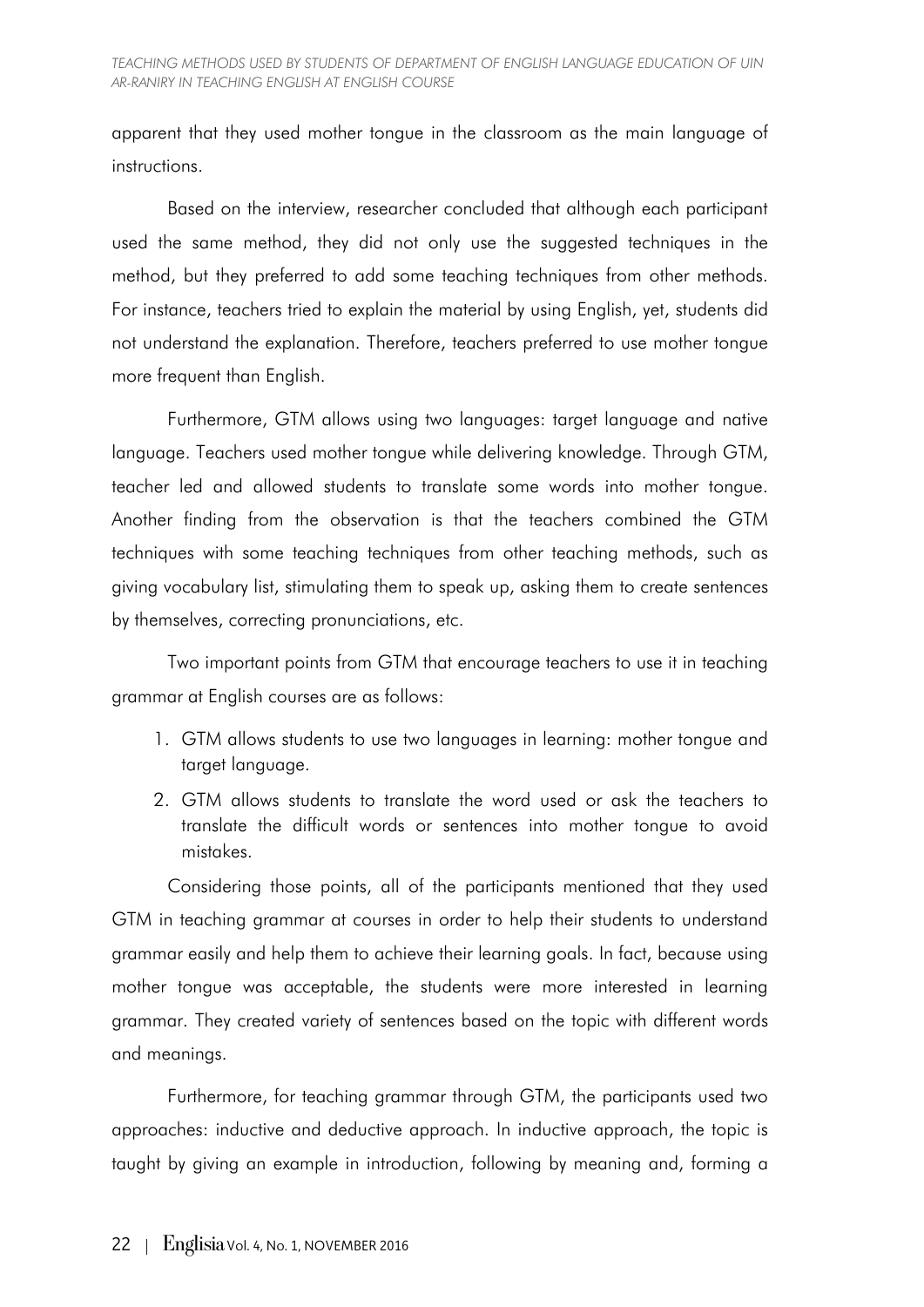apparent that they used mother tongue in the classroom as the main language of instructions.

Based on the interview, researcher concluded that although each participant used the same method, they did not only use the suggested techniques in the method, but they preferred to add some teaching techniques from other methods. For instance, teachers tried to explain the material by using English, yet, students did not understand the explanation. Therefore, teachers preferred to use mother tongue more frequent than English.

Furthermore, GTM allows using two languages: target language and native language. Teachers used mother tongue while delivering knowledge. Through GTM, teacher led and allowed students to translate some words into mother tongue. Another finding from the observation is that the teachers combined the GTM techniques with some teaching techniques from other teaching methods, such as giving vocabulary list, stimulating them to speak up, asking them to create sentences by themselves, correcting pronunciations, etc.

Two important points from GTM that encourage teachers to use it in teaching grammar at English courses are as follows:

1. GTM allows students to use two languages in learning: mother tongue and target language.
2. GTM allows students to translate the word used or ask the teachers to translate the difficult words or sentences into mother tongue to avoid mistakes.

Considering those points, all of the participants mentioned that they used GTM in teaching grammar at courses in order to help their students to understand grammar easily and help them to achieve their learning goals. In fact, because using mother tongue was acceptable, the students were more interested in learning grammar. They created variety of sentences based on the topic with different words and meanings.

Furthermore, for teaching grammar through GTM, the participants used two approaches: inductive and deductive approach. In inductive approach, the topic is taught by giving an example in introduction, following by meaning and, forming a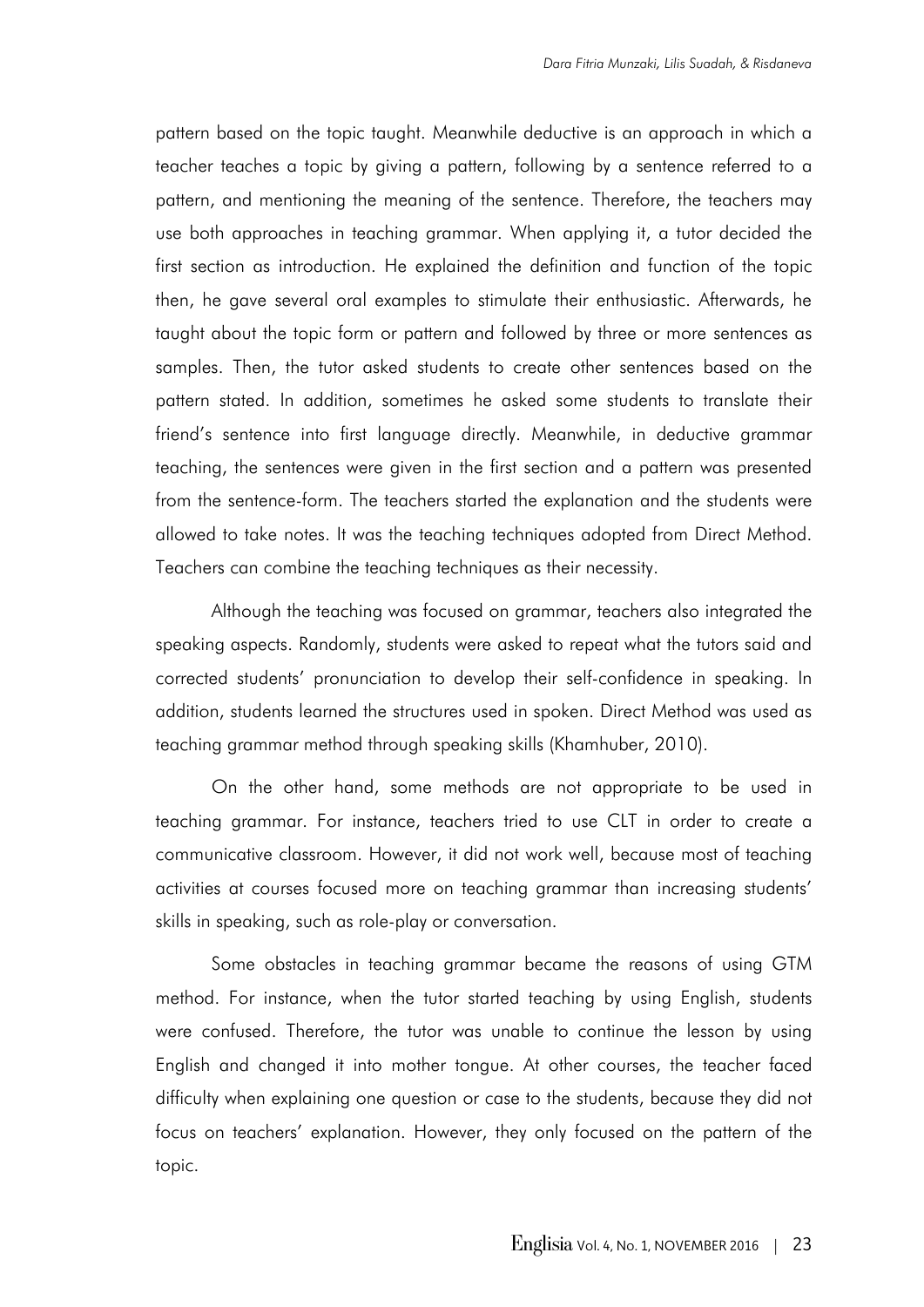pattern based on the topic taught. Meanwhile deductive is an approach in which a teacher teaches a topic by giving a pattern, following by a sentence referred to a pattern, and mentioning the meaning of the sentence. Therefore, the teachers may use both approaches in teaching grammar. When applying it, a tutor decided the first section as introduction. He explained the definition and function of the topic then, he gave several oral examples to stimulate their enthusiastic. Afterwards, he taught about the topic form or pattern and followed by three or more sentences as samples. Then, the tutor asked students to create other sentences based on the pattern stated. In addition, sometimes he asked some students to translate their friend's sentence into first language directly. Meanwhile, in deductive grammar teaching, the sentences were given in the first section and a pattern was presented from the sentence-form. The teachers started the explanation and the students were allowed to take notes. It was the teaching techniques adopted from Direct Method. Teachers can combine the teaching techniques as their necessity.

Although the teaching was focused on grammar, teachers also integrated the speaking aspects. Randomly, students were asked to repeat what the tutors said and corrected students' pronunciation to develop their self-confidence in speaking. In addition, students learned the structures used in spoken. Direct Method was used as teaching grammar method through speaking skills (Khamhuber, 2010).

On the other hand, some methods are not appropriate to be used in teaching grammar. For instance, teachers tried to use CLT in order to create a communicative classroom. However, it did not work well, because most of teaching activities at courses focused more on teaching grammar than increasing students' skills in speaking, such as role-play or conversation.

Some obstacles in teaching grammar became the reasons of using GTM method. For instance, when the tutor started teaching by using English, students were confused. Therefore, the tutor was unable to continue the lesson by using English and changed it into mother tongue. At other courses, the teacher faced difficulty when explaining one question or case to the students, because they did not focus on teachers' explanation. However, they only focused on the pattern of the topic.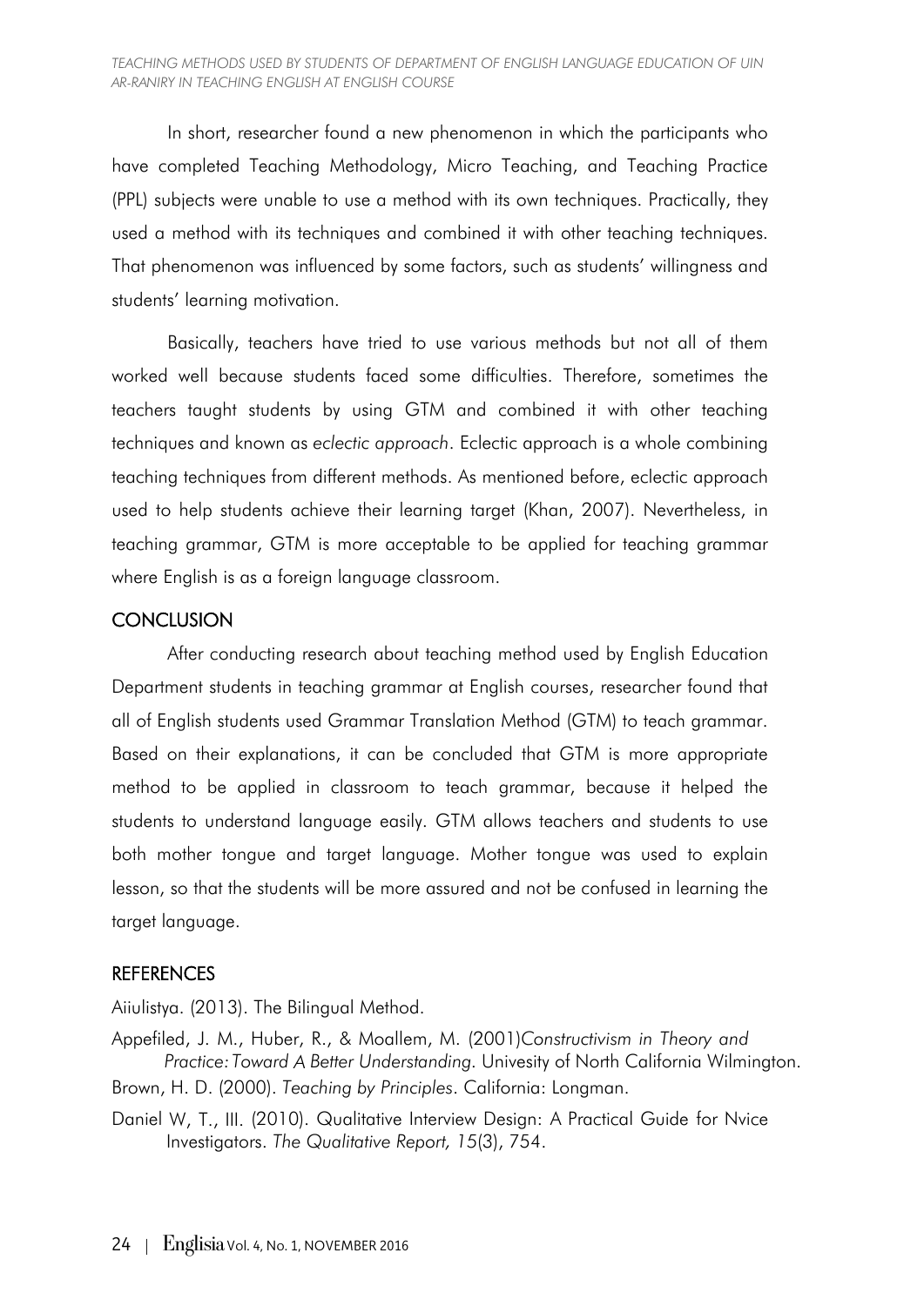In short, researcher found a new phenomenon in which the participants who have completed Teaching Methodology, Micro Teaching, and Teaching Practice (PPL) subjects were unable to use a method with its own techniques. Practically, they used a method with its techniques and combined it with other teaching techniques. That phenomenon was influenced by some factors, such as students' willingness and students' learning motivation.

Basically, teachers have tried to use various methods but not all of them worked well because students faced some difficulties. Therefore, sometimes the teachers taught students by using GTM and combined it with other teaching techniques and known as *eclectic approach*. Eclectic approach is a whole combining teaching techniques from different methods. As mentioned before, eclectic approach used to help students achieve their learning target (Khan, 2007). Nevertheless, in teaching grammar, GTM is more acceptable to be applied for teaching grammar where English is as a foreign language classroom.

## CONCLUSION

After conducting research about teaching method used by English Education Department students in teaching grammar at English courses, researcher found that all of English students used Grammar Translation Method (GTM) to teach grammar. Based on their explanations, it can be concluded that GTM is more appropriate method to be applied in classroom to teach grammar, because it helped the students to understand language easily. GTM allows teachers and students to use both mother tongue and target language. Mother tongue was used to explain lesson, so that the students will be more assured and not be confused in learning the target language.

## REFERENCES

Aiiulistya. (2013). The Bilingual Method.

Appefiled, J. M., Huber, R., & Moallem, M. (2001)*Constructivism in Theory and Practice: Toward A Better Understanding*. Univesity of North California Wilmington.

Brown, H. D. (2000). *Teaching by Principles*. California: Longman.

Daniel W, T., III. (2010). Qualitative Interview Design: A Practical Guide for Nvice Investigators. *The Qualitative Report, 15*(3), 754.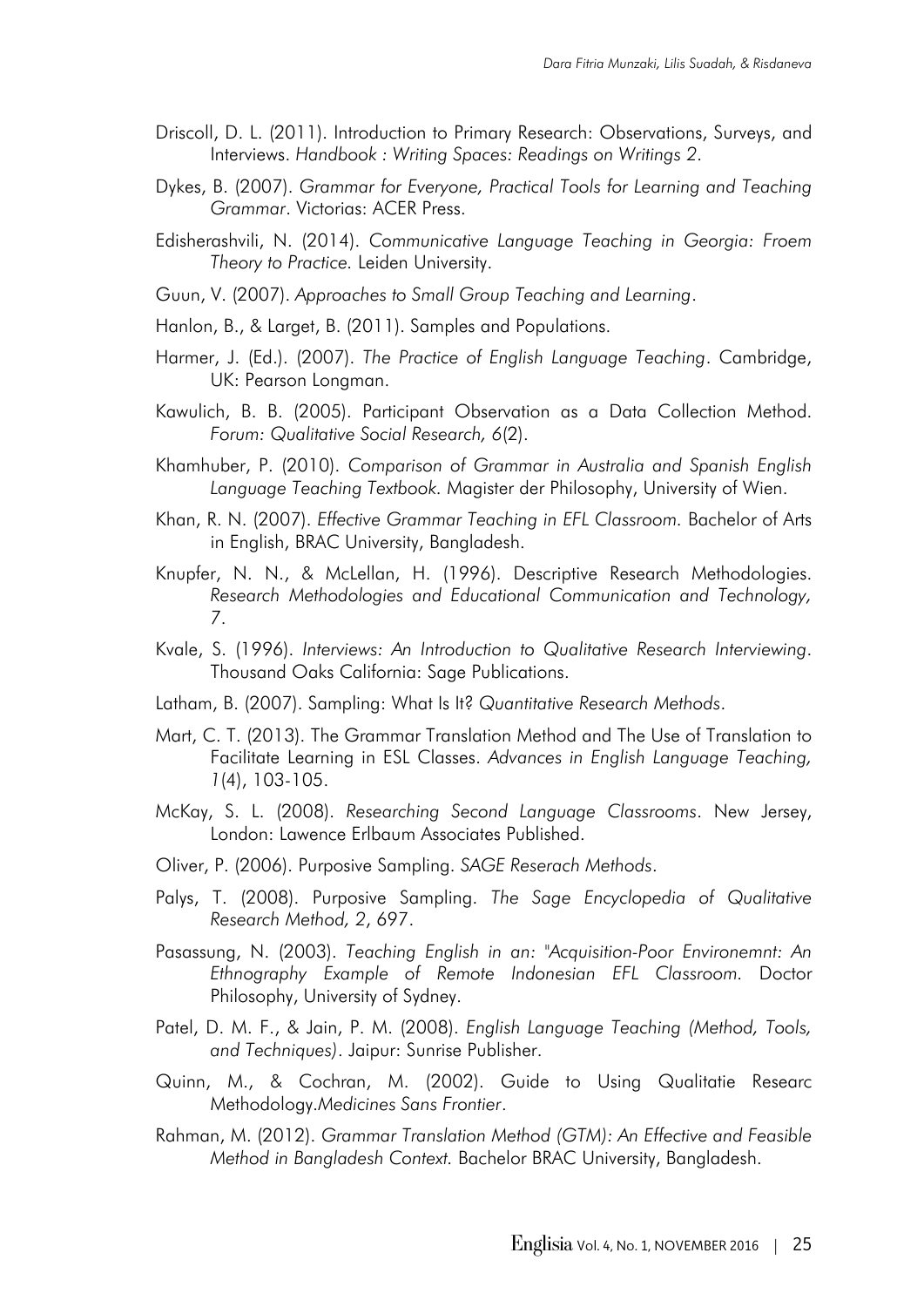Driscoll, D. L. (2011). Introduction to Primary Research: Observations, Surveys, and Interviews. *Handbook : Writing Spaces: Readings on Writings 2*.

Dykes, B. (2007). *Grammar for Everyone, Practical Tools for Learning and Teaching Grammar*. Victorias: ACER Press.

Edisherashvili, N. (2014). *Communicative Language Teaching in Georgia: Froem Theory to Practice*. Leiden University.

Guun, V. (2007). *Approaches to Small Group Teaching and Learning*.

Hanlon, B., & Larget, B. (2011). Samples and Populations.

Harmer, J. (Ed.). (2007). *The Practice of English Language Teaching*. Cambridge, UK: Pearson Longman.

Kawulich, B. B. (2005). Participant Observation as a Data Collection Method. *Forum: Qualitative Social Research, 6*(2).

Khamhuber, P. (2010). *Comparison of Grammar in Australia and Spanish English Language Teaching Textbook*. Magister der Philosophy, University of Wien.

Khan, R. N. (2007). *Effective Grammar Teaching in EFL Classroom*. Bachelor of Arts in English, BRAC University, Bangladesh.

Knupfer, N. N., & McLellan, H. (1996). Descriptive Research Methodologies. *Research Methodologies and Educational Communication and Technology, 7*.

Kvale, S. (1996). *Interviews: An Introduction to Qualitative Research Interviewing*. Thousand Oaks California: Sage Publications.

Latham, B. (2007). Sampling: What Is It? *Quantitative Research Methods*.

Mart, C. T. (2013). The Grammar Translation Method and The Use of Translation to Facilitate Learning in ESL Classes. *Advances in English Language Teaching, 1*(4), 103-105.

McKay, S. L. (2008). *Researching Second Language Classrooms*. New Jersey, London: Lawence Erlbaum Associates Published.

Oliver, P. (2006). Purposive Sampling. *SAGE Reserach Methods*.

Palys, T. (2008). Purposive Sampling. *The Sage Encyclopedia of Qualitative Research Method, 2*, 697.

Pasassung, N. (2003). *Teaching English in an: "Acquisition-Poor Environemnt: An Ethnography Example of Remote Indonesian EFL Classroom*. Doctor Philosophy, University of Sydney.

Patel, D. M. F., & Jain, P. M. (2008). *English Language Teaching (Method, Tools, and Techniques)*. Jaipur: Sunrise Publisher.

Quinn, M., & Cochran, M. (2002). Guide to Using Qualitatie Researc Methodology.*Medicines Sans Frontier*.

Rahman, M. (2012). *Grammar Translation Method (GTM): An Effective and Feasible Method in Bangladesh Context*. Bachelor BRAC University, Bangladesh.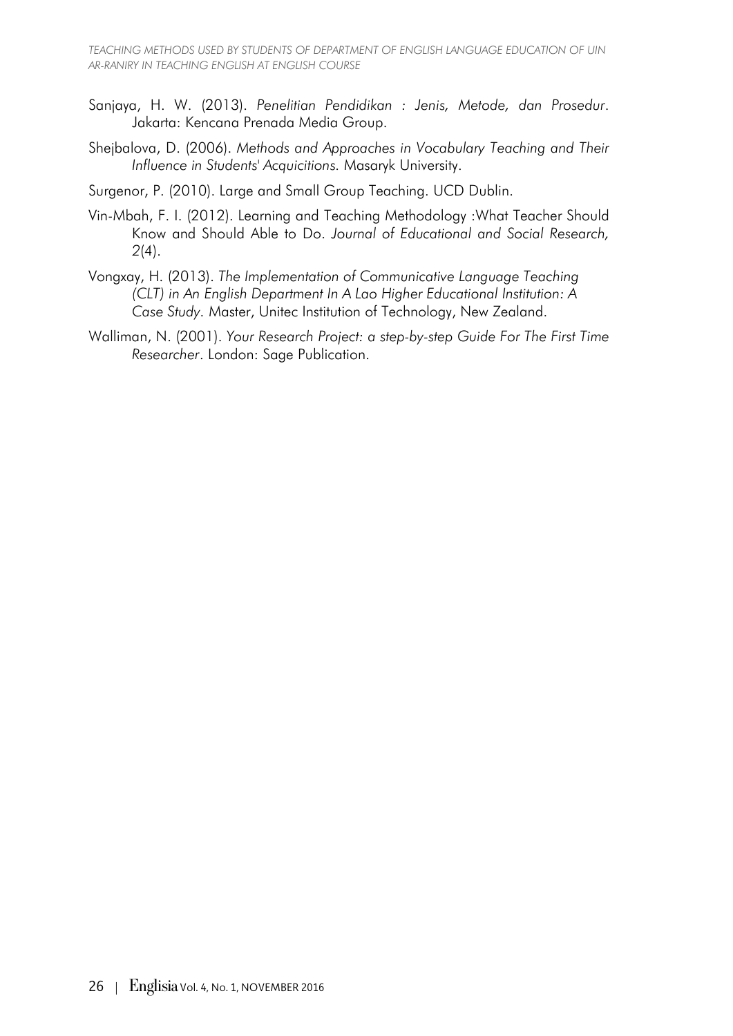Sanjaya, H. W. (2013). *Penelitian Pendidikan : Jenis, Metode, dan Prosedur*. Jakarta: Kencana Prenada Media Group.

Shejbalova, D. (2006). *Methods and Approaches in Vocabulary Teaching and Their Influence in Students' Acquicitions*. Masaryk University.

Surgenor, P. (2010). Large and Small Group Teaching. UCD Dublin.

Vin-Mbah, F. I. (2012). Learning and Teaching Methodology :What Teacher Should Know and Should Able to Do. *Journal of Educational and Social Research, 2*(4).

Vongxay, H. (2013). *The Implementation of Communicative Language Teaching (CLT) in An English Department In A Lao Higher Educational Institution: A Case Study*. Master, Unitec Institution of Technology, New Zealand.

Walliman, N. (2001). *Your Research Project: a step-by-step Guide For The First Time Researcher*. London: Sage Publication.